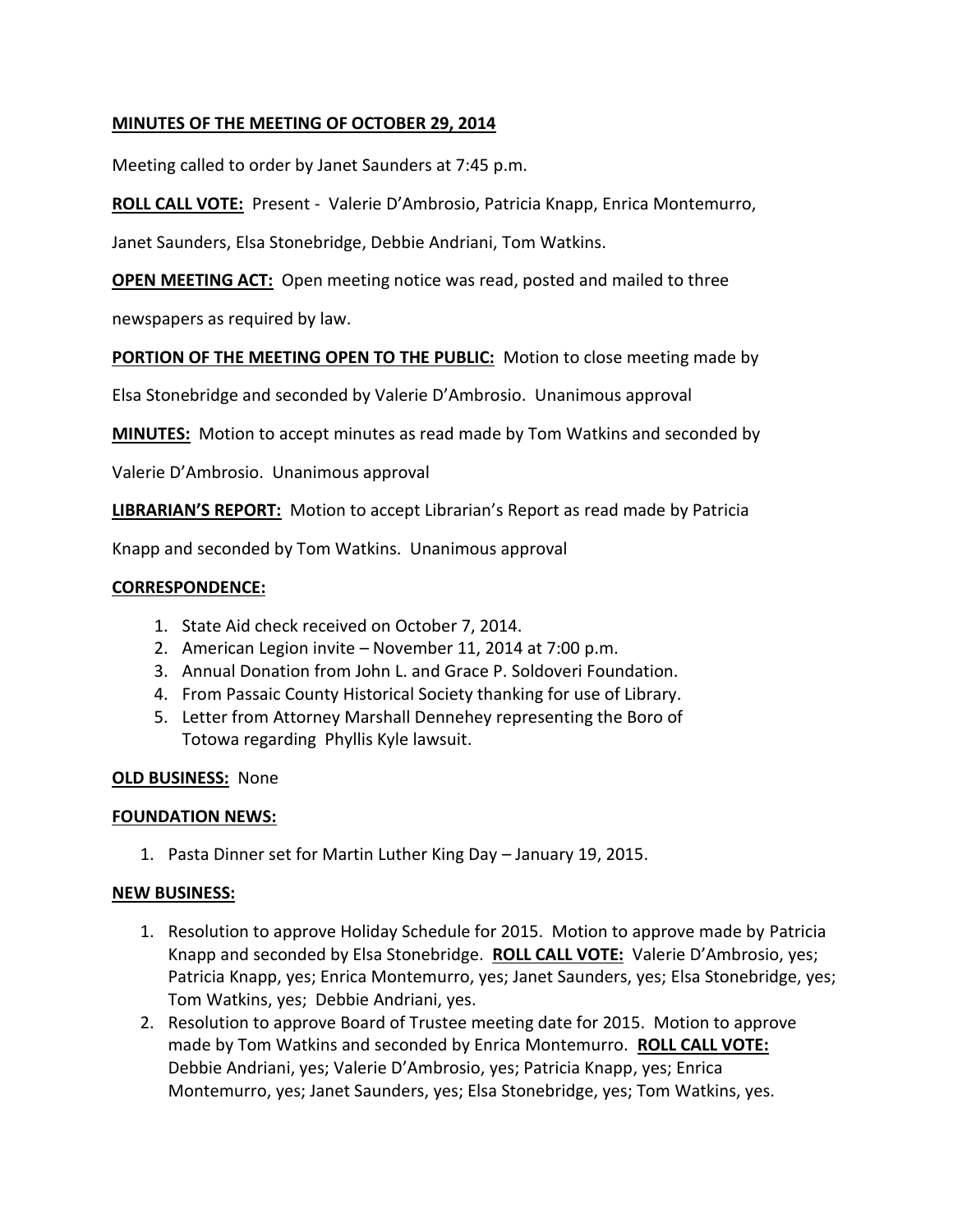**MINUTES OF THE MEETING OF OCTOBER 29, 2014**

Meeting called to order by Janet Saunders at 7:45 p.m.

**ROLL CALL VOTE:** Present - Valerie D'Ambrosio, Patricia Knapp, Enrica Montemurro, Janet Saunders, Elsa Stonebridge, Debbie Andriani, Tom Watkins.

**OPEN MEETING ACT:** Open meeting notice was read, posted and mailed to three newspapers as required by law.

**PORTION OF THE MEETING OPEN TO THE PUBLIC:** Motion to close meeting made by Elsa Stonebridge and seconded by Valerie D'Ambrosio. Unanimous approval

**MINUTES:** Motion to accept minutes as read made by Tom Watkins and seconded by Valerie D'Ambrosio. Unanimous approval

**LIBRARIAN'S REPORT:** Motion to accept Librarian's Report as read made by Patricia Knapp and seconded by Tom Watkins. Unanimous approval

**CORRESPONDENCE:**

1. State Aid check received on October 7, 2014.
2. American Legion invite – November 11, 2014 at 7:00 p.m.
3. Annual Donation from John L. and Grace P. Soldoveri Foundation.
4. From Passaic County Historical Society thanking for use of Library.
5. Letter from Attorney Marshall Dennehey representing the Boro of Totowa regarding Phyllis Kyle lawsuit.

**OLD BUSINESS:** None

**FOUNDATION NEWS:**

1. Pasta Dinner set for Martin Luther King Day – January 19, 2015.

**NEW BUSINESS:**

1. Resolution to approve Holiday Schedule for 2015. Motion to approve made by Patricia Knapp and seconded by Elsa Stonebridge. **ROLL CALL VOTE:** Valerie D'Ambrosio, yes; Patricia Knapp, yes; Enrica Montemurro, yes; Janet Saunders, yes; Elsa Stonebridge, yes; Tom Watkins, yes; Debbie Andriani, yes.
2. Resolution to approve Board of Trustee meeting date for 2015. Motion to approve made by Tom Watkins and seconded by Enrica Montemurro. **ROLL CALL VOTE:** Debbie Andriani, yes; Valerie D'Ambrosio, yes; Patricia Knapp, yes; Enrica Montemurro, yes; Janet Saunders, yes; Elsa Stonebridge, yes; Tom Watkins, yes.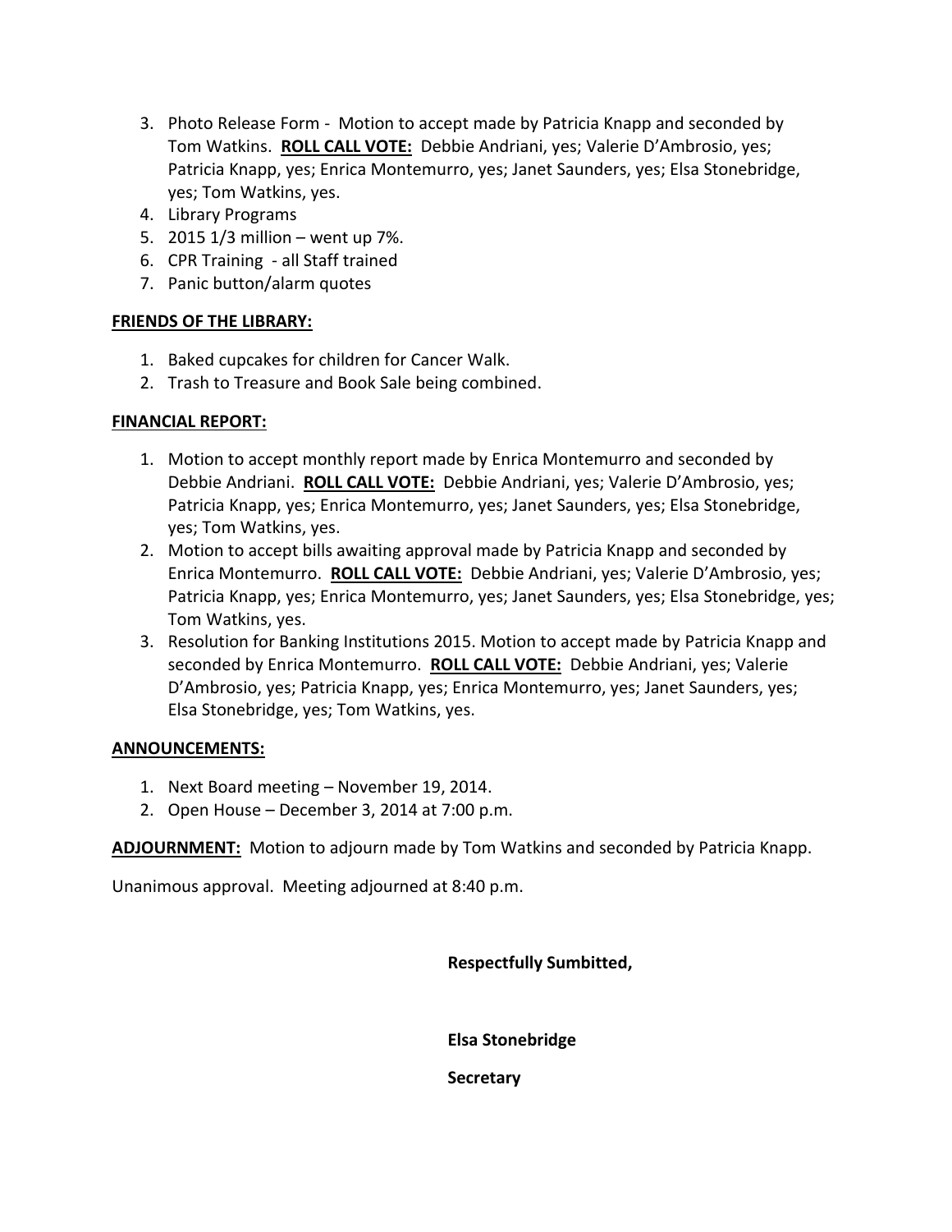3. Photo Release Form - Motion to accept made by Patricia Knapp and seconded by Tom Watkins. **ROLL CALL VOTE:** Debbie Andriani, yes; Valerie D'Ambrosio, yes; Patricia Knapp, yes; Enrica Montemurro, yes; Janet Saunders, yes; Elsa Stonebridge, yes; Tom Watkins, yes.
4. Library Programs
5. 2015 1/3 million – went up 7%.
6. CPR Training - all Staff trained
7. Panic button/alarm quotes

**FRIENDS OF THE LIBRARY:**

1. Baked cupcakes for children for Cancer Walk.
2. Trash to Treasure and Book Sale being combined.

**FINANCIAL REPORT:**

1. Motion to accept monthly report made by Enrica Montemurro and seconded by Debbie Andriani. **ROLL CALL VOTE:** Debbie Andriani, yes; Valerie D'Ambrosio, yes; Patricia Knapp, yes; Enrica Montemurro, yes; Janet Saunders, yes; Elsa Stonebridge, yes; Tom Watkins, yes.
2. Motion to accept bills awaiting approval made by Patricia Knapp and seconded by Enrica Montemurro. **ROLL CALL VOTE:** Debbie Andriani, yes; Valerie D'Ambrosio, yes; Patricia Knapp, yes; Enrica Montemurro, yes; Janet Saunders, yes; Elsa Stonebridge, yes; Tom Watkins, yes.
3. Resolution for Banking Institutions 2015. Motion to accept made by Patricia Knapp and seconded by Enrica Montemurro. **ROLL CALL VOTE:** Debbie Andriani, yes; Valerie D'Ambrosio, yes; Patricia Knapp, yes; Enrica Montemurro, yes; Janet Saunders, yes; Elsa Stonebridge, yes; Tom Watkins, yes.

**ANNOUNCEMENTS:**

1. Next Board meeting – November 19, 2014.
2. Open House – December 3, 2014 at 7:00 p.m.

**ADJOURNMENT:** Motion to adjourn made by Tom Watkins and seconded by Patricia Knapp.

Unanimous approval. Meeting adjourned at 8:40 p.m.

**Respectfully Sumbitted,**

**Elsa Stonebridge**

**Secretary**